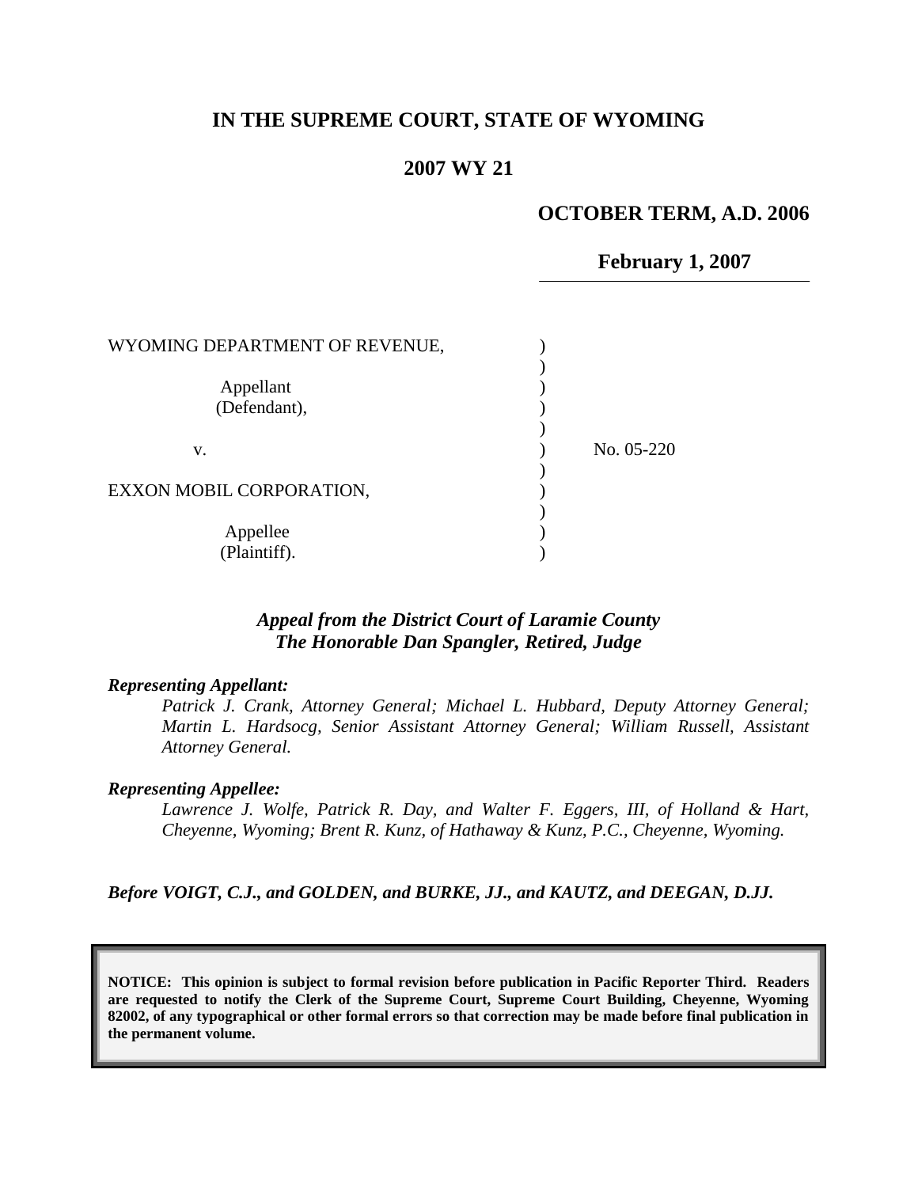# IN THE SUPREME COURT, STATE OF WYOMING

## 2007 WY 21

**OCTOBER TERM, A.D. 2006**

**February 1, 2007**

| | | |
|---|---|---|
| WYOMING DEPARTMENT OF REVENUE, | ) | |
| | ) | |
| Appellant | ) | |
| (Defendant), | ) | |
| | ) | |
| v. | ) | No. 05-220 |
| | ) | |
| EXXON MOBIL CORPORATION, | ) | |
| | ) | |
| Appellee | ) | |
| (Plaintiff). | ) | |

***Appeal from the District Court of Laramie County***
***The Honorable Dan Spangler, Retired, Judge***

***Representing Appellant:***

*Patrick J. Crank, Attorney General; Michael L. Hubbard, Deputy Attorney General; Martin L. Hardsocg, Senior Assistant Attorney General; William Russell, Assistant Attorney General.*

***Representing Appellee:***

*Lawrence J. Wolfe, Patrick R. Day, and Walter F. Eggers, III, of Holland & Hart, Cheyenne, Wyoming; Brent R. Kunz, of Hathaway & Kunz, P.C., Cheyenne, Wyoming.*

***Before VOIGT, C.J., and GOLDEN, and BURKE, JJ., and KAUTZ, and DEEGAN, D.JJ.***

**NOTICE: This opinion is subject to formal revision before publication in Pacific Reporter Third. Readers are requested to notify the Clerk of the Supreme Court, Supreme Court Building, Cheyenne, Wyoming 82002, of any typographical or other formal errors so that correction may be made before final publication in the permanent volume.**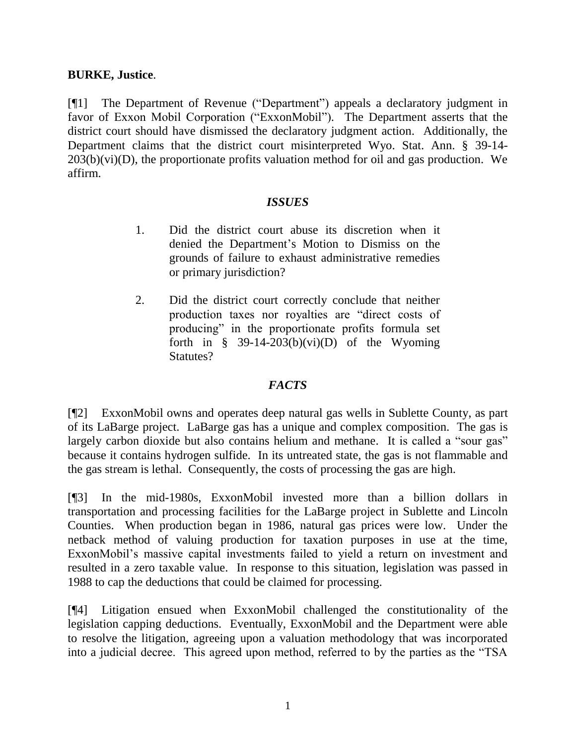**BURKE, Justice**.

[¶1] The Department of Revenue ("Department") appeals a declaratory judgment in favor of Exxon Mobil Corporation ("ExxonMobil"). The Department asserts that the district court should have dismissed the declaratory judgment action. Additionally, the Department claims that the district court misinterpreted Wyo. Stat. Ann. § 39-14-203(b)(vi)(D), the proportionate profits valuation method for oil and gas production. We affirm.

## *ISSUES*

1. Did the district court abuse its discretion when it denied the Department's Motion to Dismiss on the grounds of failure to exhaust administrative remedies or primary jurisdiction?

2. Did the district court correctly conclude that neither production taxes nor royalties are "direct costs of producing" in the proportionate profits formula set forth in § 39-14-203(b)(vi)(D) of the Wyoming Statutes?

## *FACTS*

[¶2] ExxonMobil owns and operates deep natural gas wells in Sublette County, as part of its LaBarge project. LaBarge gas has a unique and complex composition. The gas is largely carbon dioxide but also contains helium and methane. It is called a "sour gas" because it contains hydrogen sulfide. In its untreated state, the gas is not flammable and the gas stream is lethal. Consequently, the costs of processing the gas are high.

[¶3] In the mid-1980s, ExxonMobil invested more than a billion dollars in transportation and processing facilities for the LaBarge project in Sublette and Lincoln Counties. When production began in 1986, natural gas prices were low. Under the netback method of valuing production for taxation purposes in use at the time, ExxonMobil's massive capital investments failed to yield a return on investment and resulted in a zero taxable value. In response to this situation, legislation was passed in 1988 to cap the deductions that could be claimed for processing.

[¶4] Litigation ensued when ExxonMobil challenged the constitutionality of the legislation capping deductions. Eventually, ExxonMobil and the Department were able to resolve the litigation, agreeing upon a valuation methodology that was incorporated into a judicial decree. This agreed upon method, referred to by the parties as the "TSA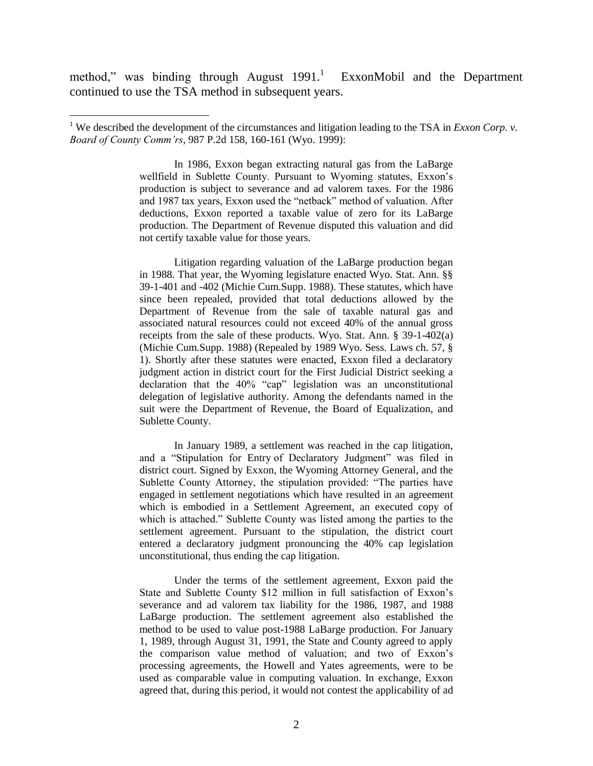method," was binding through August 1991.[1] ExxonMobil and the Department continued to use the TSA method in subsequent years.

---

[1] We described the development of the circumstances and litigation leading to the TSA in *Exxon Corp. v. Board of County Comm'rs*, 987 P.2d 158, 160-161 (Wyo. 1999):

> In 1986, Exxon began extracting natural gas from the LaBarge wellfield in Sublette County. Pursuant to Wyoming statutes, Exxon's production is subject to severance and ad valorem taxes. For the 1986 and 1987 tax years, Exxon used the "netback" method of valuation. After deductions, Exxon reported a taxable value of zero for its LaBarge production. The Department of Revenue disputed this valuation and did not certify taxable value for those years.
>
> Litigation regarding valuation of the LaBarge production began in 1988. That year, the Wyoming legislature enacted Wyo. Stat. Ann. §§ 39-1-401 and -402 (Michie Cum.Supp. 1988). These statutes, which have since been repealed, provided that total deductions allowed by the Department of Revenue from the sale of taxable natural gas and associated natural resources could not exceed 40% of the annual gross receipts from the sale of these products. Wyo. Stat. Ann. § 39-1-402(a) (Michie Cum.Supp. 1988) (Repealed by 1989 Wyo. Sess. Laws ch. 57, § 1). Shortly after these statutes were enacted, Exxon filed a declaratory judgment action in district court for the First Judicial District seeking a declaration that the 40% "cap" legislation was an unconstitutional delegation of legislative authority. Among the defendants named in the suit were the Department of Revenue, the Board of Equalization, and Sublette County.
>
> In January 1989, a settlement was reached in the cap litigation, and a "Stipulation for Entry of Declaratory Judgment" was filed in district court. Signed by Exxon, the Wyoming Attorney General, and the Sublette County Attorney, the stipulation provided: "The parties have engaged in settlement negotiations which have resulted in an agreement which is embodied in a Settlement Agreement, an executed copy of which is attached." Sublette County was listed among the parties to the settlement agreement. Pursuant to the stipulation, the district court entered a declaratory judgment pronouncing the 40% cap legislation unconstitutional, thus ending the cap litigation.
>
> Under the terms of the settlement agreement, Exxon paid the State and Sublette County $12 million in full satisfaction of Exxon's severance and ad valorem tax liability for the 1986, 1987, and 1988 LaBarge production. The settlement agreement also established the method to be used to value post-1988 LaBarge production. For January 1, 1989, through August 31, 1991, the State and County agreed to apply the comparison value method of valuation; and two of Exxon's processing agreements, the Howell and Yates agreements, were to be used as comparable value in computing valuation. In exchange, Exxon agreed that, during this period, it would not contest the applicability of ad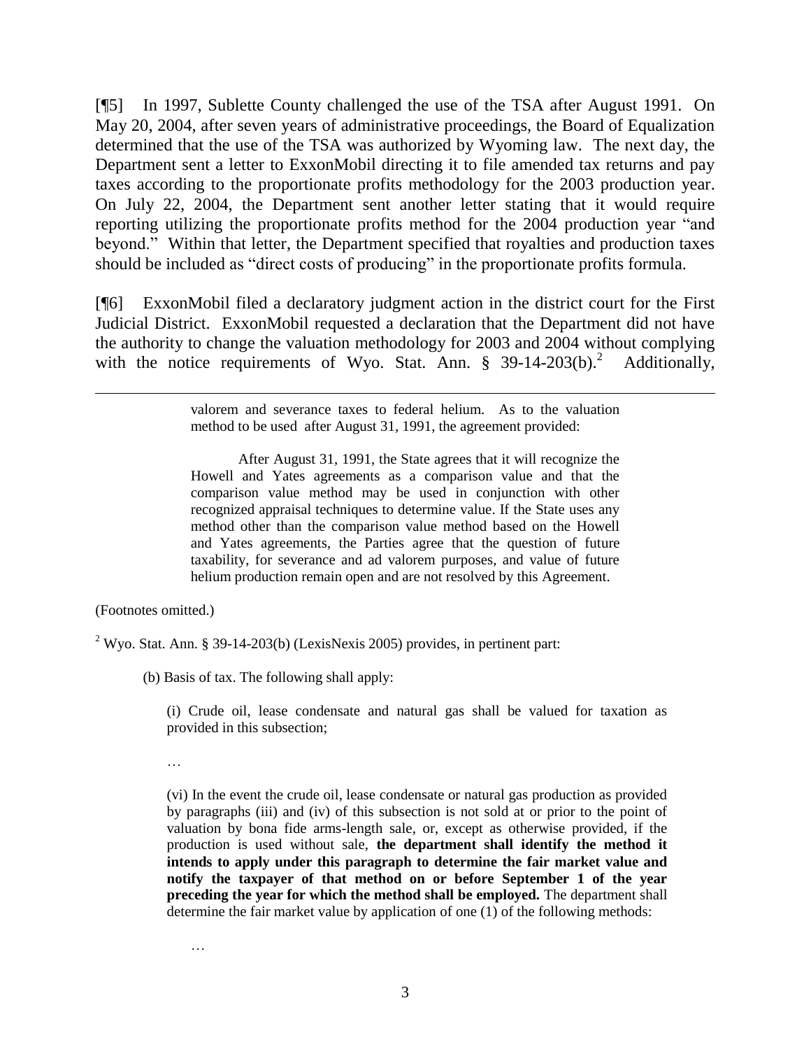[¶5] In 1997, Sublette County challenged the use of the TSA after August 1991. On May 20, 2004, after seven years of administrative proceedings, the Board of Equalization determined that the use of the TSA was authorized by Wyoming law. The next day, the Department sent a letter to ExxonMobil directing it to file amended tax returns and pay taxes according to the proportionate profits methodology for the 2003 production year. On July 22, 2004, the Department sent another letter stating that it would require reporting utilizing the proportionate profits method for the 2004 production year "and beyond." Within that letter, the Department specified that royalties and production taxes should be included as "direct costs of producing" in the proportionate profits formula.

[¶6] ExxonMobil filed a declaratory judgment action in the district court for the First Judicial District. ExxonMobil requested a declaration that the Department did not have the authority to change the valuation methodology for 2003 and 2004 without complying with the notice requirements of Wyo. Stat. Ann. § 39-14-203(b).[2] Additionally,

---

> valorem and severance taxes to federal helium. As to the valuation method to be used after August 31, 1991, the agreement provided:
>
> After August 31, 1991, the State agrees that it will recognize the Howell and Yates agreements as a comparison value and that the comparison value method may be used in conjunction with other recognized appraisal techniques to determine value. If the State uses any method other than the comparison value method based on the Howell and Yates agreements, the Parties agree that the question of future taxability, for severance and ad valorem purposes, and value of future helium production remain open and are not resolved by this Agreement.

(Footnotes omitted.)

[2] Wyo. Stat. Ann. § 39-14-203(b) (LexisNexis 2005) provides, in pertinent part:

> (b) Basis of tax. The following shall apply:
>
> > (i) Crude oil, lease condensate and natural gas shall be valued for taxation as provided in this subsection;
> >
> > …
> >
> > (vi) In the event the crude oil, lease condensate or natural gas production as provided by paragraphs (iii) and (iv) of this subsection is not sold at or prior to the point of valuation by bona fide arms-length sale, or, except as otherwise provided, if the production is used without sale, **the department shall identify the method it intends to apply under this paragraph to determine the fair market value and notify the taxpayer of that method on or before September 1 of the year preceding the year for which the method shall be employed.** The department shall determine the fair market value by application of one (1) of the following methods:
> >
> > …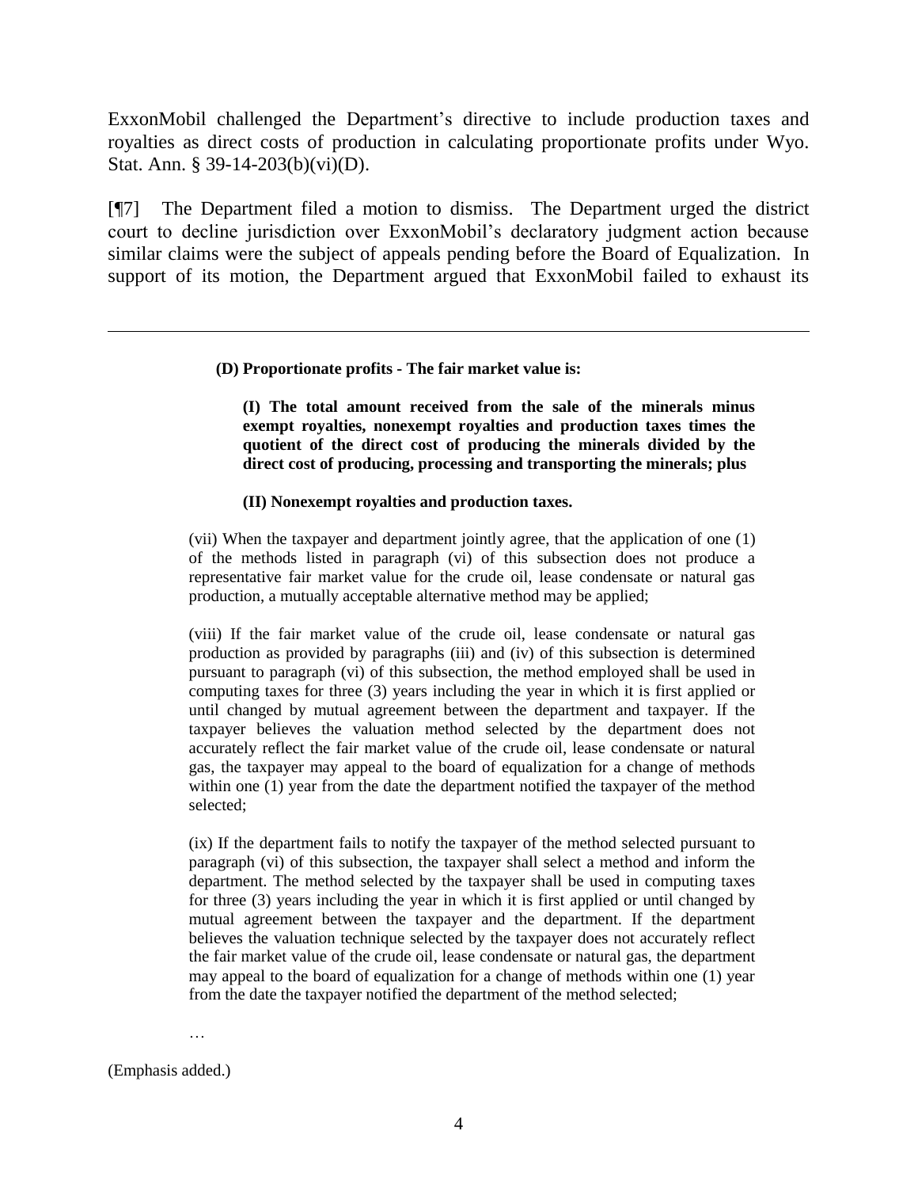ExxonMobil challenged the Department's directive to include production taxes and royalties as direct costs of production in calculating proportionate profits under Wyo. Stat. Ann. § 39-14-203(b)(vi)(D).

[¶7] The Department filed a motion to dismiss. The Department urged the district court to decline jurisdiction over ExxonMobil's declaratory judgment action because similar claims were the subject of appeals pending before the Board of Equalization. In support of its motion, the Department argued that ExxonMobil failed to exhaust its

---

> **(D) Proportionate profits - The fair market value is:**
>
> > **(I) The total amount received from the sale of the minerals minus exempt royalties, nonexempt royalties and production taxes times the quotient of the direct cost of producing the minerals divided by the direct cost of producing, processing and transporting the minerals; plus**
> >
> > **(II) Nonexempt royalties and production taxes.**
>
> (vii) When the taxpayer and department jointly agree, that the application of one (1) of the methods listed in paragraph (vi) of this subsection does not produce a representative fair market value for the crude oil, lease condensate or natural gas production, a mutually acceptable alternative method may be applied;
>
> (viii) If the fair market value of the crude oil, lease condensate or natural gas production as provided by paragraphs (iii) and (iv) of this subsection is determined pursuant to paragraph (vi) of this subsection, the method employed shall be used in computing taxes for three (3) years including the year in which it is first applied or until changed by mutual agreement between the department and taxpayer. If the taxpayer believes the valuation method selected by the department does not accurately reflect the fair market value of the crude oil, lease condensate or natural gas, the taxpayer may appeal to the board of equalization for a change of methods within one (1) year from the date the department notified the taxpayer of the method selected;
>
> (ix) If the department fails to notify the taxpayer of the method selected pursuant to paragraph (vi) of this subsection, the taxpayer shall select a method and inform the department. The method selected by the taxpayer shall be used in computing taxes for three (3) years including the year in which it is first applied or until changed by mutual agreement between the taxpayer and the department. If the department believes the valuation technique selected by the taxpayer does not accurately reflect the fair market value of the crude oil, lease condensate or natural gas, the department may appeal to the board of equalization for a change of methods within one (1) year from the date the taxpayer notified the department of the method selected;
>
> …

(Emphasis added.)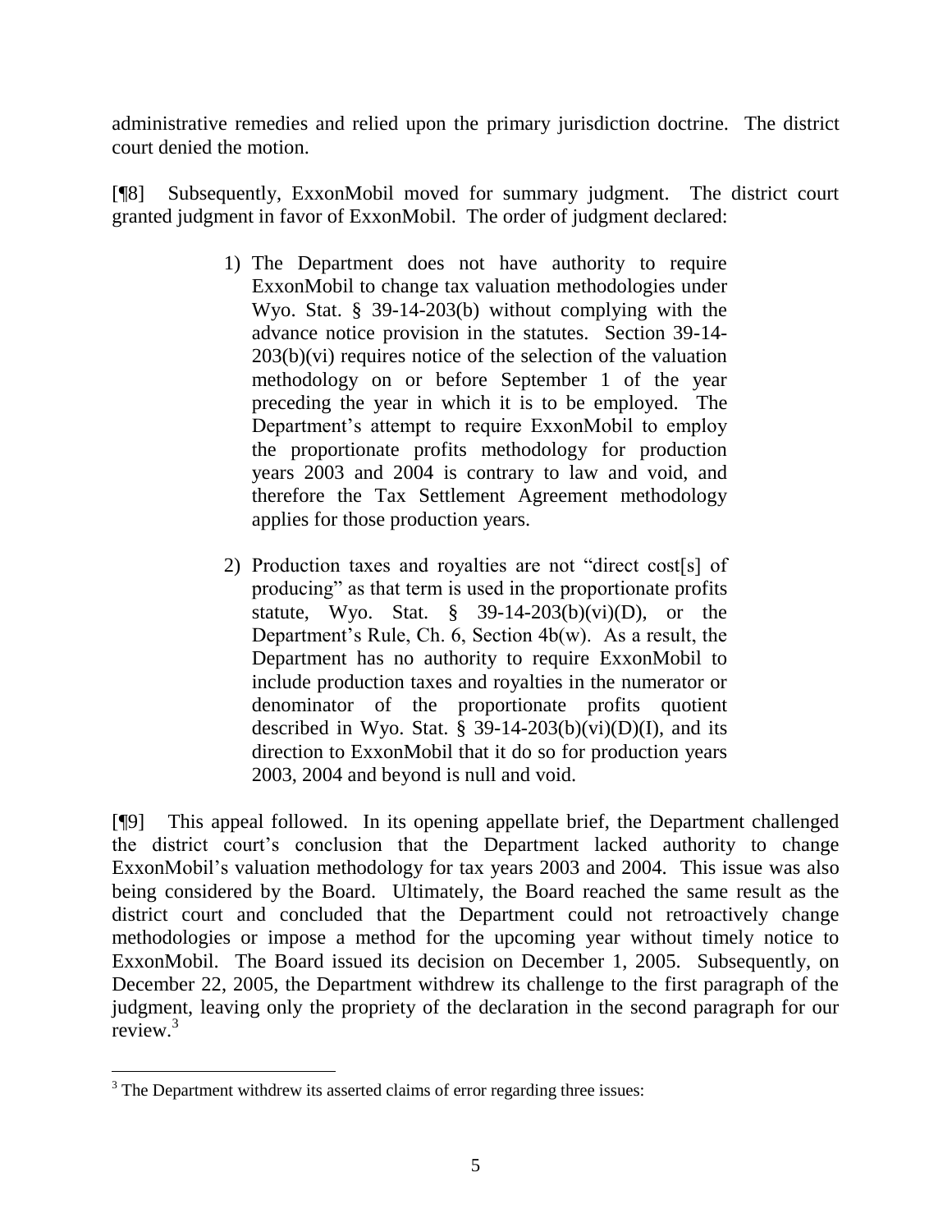administrative remedies and relied upon the primary jurisdiction doctrine. The district court denied the motion.

[¶8] Subsequently, ExxonMobil moved for summary judgment. The district court granted judgment in favor of ExxonMobil. The order of judgment declared:

> 1) The Department does not have authority to require ExxonMobil to change tax valuation methodologies under Wyo. Stat. § 39-14-203(b) without complying with the advance notice provision in the statutes. Section 39-14-203(b)(vi) requires notice of the selection of the valuation methodology on or before September 1 of the year preceding the year in which it is to be employed. The Department's attempt to require ExxonMobil to employ the proportionate profits methodology for production years 2003 and 2004 is contrary to law and void, and therefore the Tax Settlement Agreement methodology applies for those production years.
>
> 2) Production taxes and royalties are not "direct cost[s] of producing" as that term is used in the proportionate profits statute, Wyo. Stat. § 39-14-203(b)(vi)(D), or the Department's Rule, Ch. 6, Section 4b(w). As a result, the Department has no authority to require ExxonMobil to include production taxes and royalties in the numerator or denominator of the proportionate profits quotient described in Wyo. Stat. § 39-14-203(b)(vi)(D)(I), and its direction to ExxonMobil that it do so for production years 2003, 2004 and beyond is null and void.

[¶9] This appeal followed. In its opening appellate brief, the Department challenged the district court's conclusion that the Department lacked authority to change ExxonMobil's valuation methodology for tax years 2003 and 2004. This issue was also being considered by the Board. Ultimately, the Board reached the same result as the district court and concluded that the Department could not retroactively change methodologies or impose a method for the upcoming year without timely notice to ExxonMobil. The Board issued its decision on December 1, 2005. Subsequently, on December 22, 2005, the Department withdrew its challenge to the first paragraph of the judgment, leaving only the propriety of the declaration in the second paragraph for our review.[3]

---

[3] The Department withdrew its asserted claims of error regarding three issues: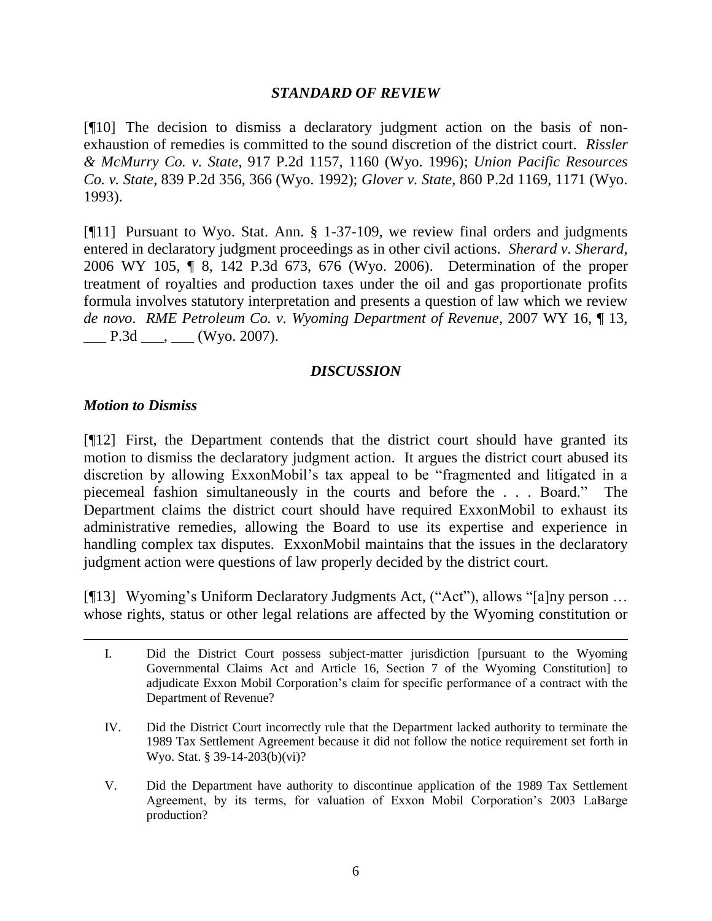### *STANDARD OF REVIEW*

[¶10] The decision to dismiss a declaratory judgment action on the basis of non-exhaustion of remedies is committed to the sound discretion of the district court. *Rissler & McMurry Co. v. State*, 917 P.2d 1157, 1160 (Wyo. 1996); *Union Pacific Resources Co. v. State*, 839 P.2d 356, 366 (Wyo. 1992); *Glover v. State*, 860 P.2d 1169, 1171 (Wyo. 1993).

[¶11] Pursuant to Wyo. Stat. Ann. § 1-37-109, we review final orders and judgments entered in declaratory judgment proceedings as in other civil actions. *Sherard v. Sherard*, 2006 WY 105, ¶ 8, 142 P.3d 673, 676 (Wyo. 2006). Determination of the proper treatment of royalties and production taxes under the oil and gas proportionate profits formula involves statutory interpretation and presents a question of law which we review *de novo*. *RME Petroleum Co. v. Wyoming Department of Revenue*, 2007 WY 16, ¶ 13, ___ P.3d ___, ___ (Wyo. 2007).

### *DISCUSSION*

#### *Motion to Dismiss*

[¶12] First, the Department contends that the district court should have granted its motion to dismiss the declaratory judgment action. It argues the district court abused its discretion by allowing ExxonMobil's tax appeal to be "fragmented and litigated in a piecemeal fashion simultaneously in the courts and before the . . . Board." The Department claims the district court should have required ExxonMobil to exhaust its administrative remedies, allowing the Board to use its expertise and experience in handling complex tax disputes. ExxonMobil maintains that the issues in the declaratory judgment action were questions of law properly decided by the district court.

[¶13] Wyoming's Uniform Declaratory Judgments Act, ("Act"), allows "[a]ny person … whose rights, status or other legal relations are affected by the Wyoming constitution or

---

I. Did the District Court possess subject-matter jurisdiction [pursuant to the Wyoming Governmental Claims Act and Article 16, Section 7 of the Wyoming Constitution] to adjudicate Exxon Mobil Corporation's claim for specific performance of a contract with the Department of Revenue?

IV. Did the District Court incorrectly rule that the Department lacked authority to terminate the 1989 Tax Settlement Agreement because it did not follow the notice requirement set forth in Wyo. Stat. § 39-14-203(b)(vi)?

V. Did the Department have authority to discontinue application of the 1989 Tax Settlement Agreement, by its terms, for valuation of Exxon Mobil Corporation's 2003 LaBarge production?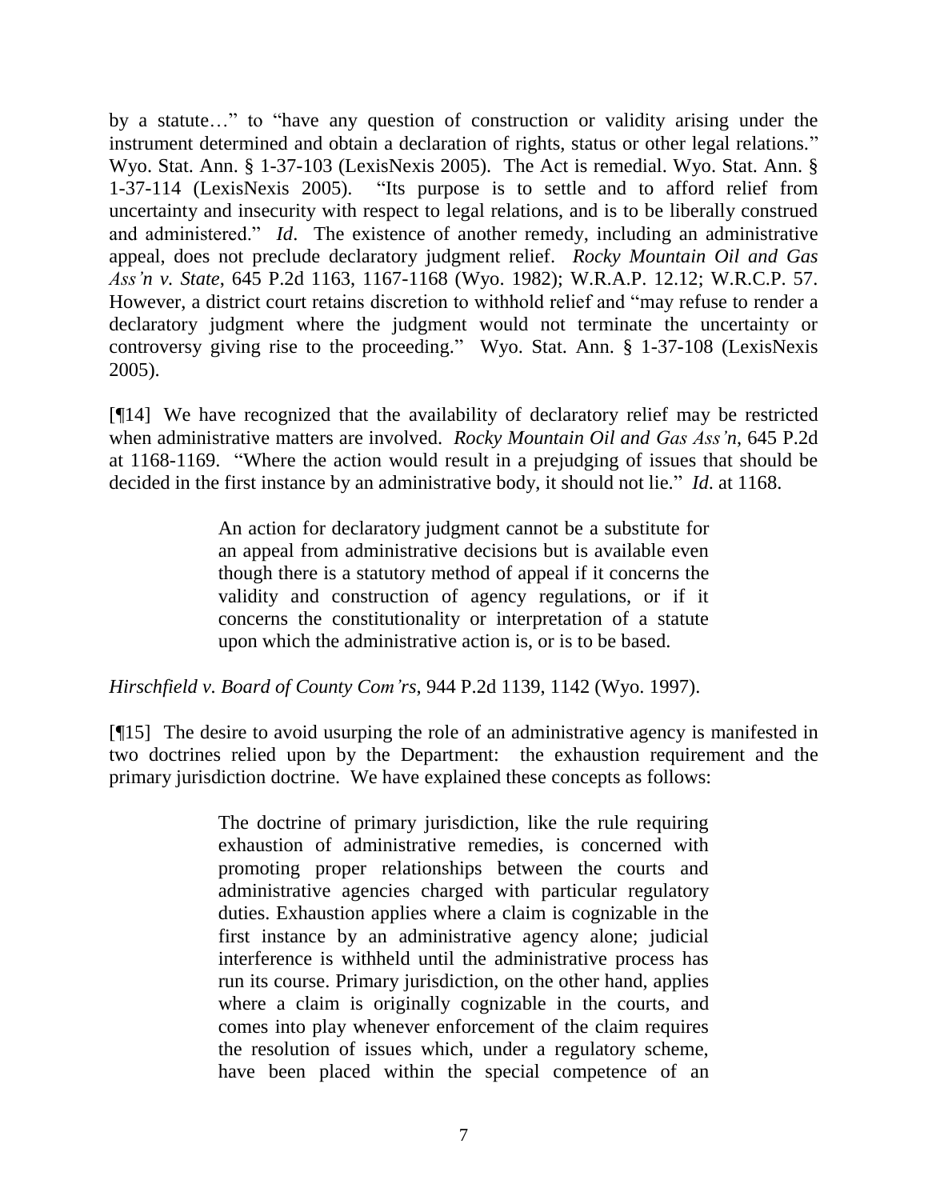by a statute…" to "have any question of construction or validity arising under the instrument determined and obtain a declaration of rights, status or other legal relations." Wyo. Stat. Ann. § 1-37-103 (LexisNexis 2005). The Act is remedial. Wyo. Stat. Ann. § 1-37-114 (LexisNexis 2005). "Its purpose is to settle and to afford relief from uncertainty and insecurity with respect to legal relations, and is to be liberally construed and administered." *Id*. The existence of another remedy, including an administrative appeal, does not preclude declaratory judgment relief. *Rocky Mountain Oil and Gas Ass'n v. State*, 645 P.2d 1163, 1167-1168 (Wyo. 1982); W.R.A.P. 12.12; W.R.C.P. 57. However, a district court retains discretion to withhold relief and "may refuse to render a declaratory judgment where the judgment would not terminate the uncertainty or controversy giving rise to the proceeding." Wyo. Stat. Ann. § 1-37-108 (LexisNexis 2005).

[¶14] We have recognized that the availability of declaratory relief may be restricted when administrative matters are involved. *Rocky Mountain Oil and Gas Ass'n*, 645 P.2d at 1168-1169. "Where the action would result in a prejudging of issues that should be decided in the first instance by an administrative body, it should not lie." *Id*. at 1168.

> An action for declaratory judgment cannot be a substitute for an appeal from administrative decisions but is available even though there is a statutory method of appeal if it concerns the validity and construction of agency regulations, or if it concerns the constitutionality or interpretation of a statute upon which the administrative action is, or is to be based.

*Hirschfield v. Board of County Com'rs*, 944 P.2d 1139, 1142 (Wyo. 1997).

[¶15] The desire to avoid usurping the role of an administrative agency is manifested in two doctrines relied upon by the Department: the exhaustion requirement and the primary jurisdiction doctrine. We have explained these concepts as follows:

> The doctrine of primary jurisdiction, like the rule requiring exhaustion of administrative remedies, is concerned with promoting proper relationships between the courts and administrative agencies charged with particular regulatory duties. Exhaustion applies where a claim is cognizable in the first instance by an administrative agency alone; judicial interference is withheld until the administrative process has run its course. Primary jurisdiction, on the other hand, applies where a claim is originally cognizable in the courts, and comes into play whenever enforcement of the claim requires the resolution of issues which, under a regulatory scheme, have been placed within the special competence of an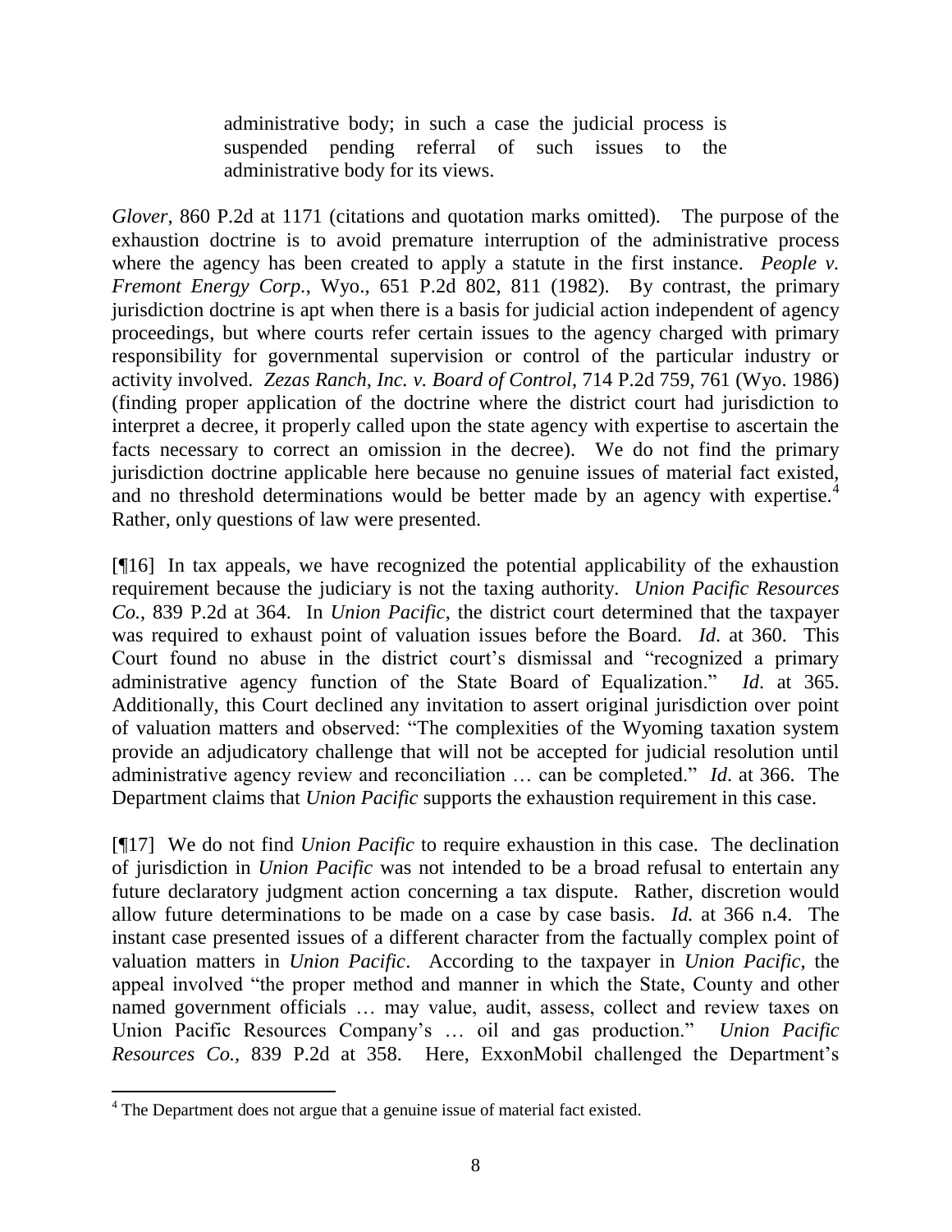> administrative body; in such a case the judicial process is suspended pending referral of such issues to the administrative body for its views.

*Glover*, 860 P.2d at 1171 (citations and quotation marks omitted). The purpose of the exhaustion doctrine is to avoid premature interruption of the administrative process where the agency has been created to apply a statute in the first instance. *People v. Fremont Energy Corp.*, Wyo., 651 P.2d 802, 811 (1982). By contrast, the primary jurisdiction doctrine is apt when there is a basis for judicial action independent of agency proceedings, but where courts refer certain issues to the agency charged with primary responsibility for governmental supervision or control of the particular industry or activity involved. *Zezas Ranch, Inc. v. Board of Control*, 714 P.2d 759, 761 (Wyo. 1986) (finding proper application of the doctrine where the district court had jurisdiction to interpret a decree, it properly called upon the state agency with expertise to ascertain the facts necessary to correct an omission in the decree). We do not find the primary jurisdiction doctrine applicable here because no genuine issues of material fact existed, and no threshold determinations would be better made by an agency with expertise.[4] Rather, only questions of law were presented.

[¶16] In tax appeals, we have recognized the potential applicability of the exhaustion requirement because the judiciary is not the taxing authority. *Union Pacific Resources Co.*, 839 P.2d at 364. In *Union Pacific*, the district court determined that the taxpayer was required to exhaust point of valuation issues before the Board. *Id*. at 360. This Court found no abuse in the district court's dismissal and "recognized a primary administrative agency function of the State Board of Equalization." *Id*. at 365. Additionally, this Court declined any invitation to assert original jurisdiction over point of valuation matters and observed: "The complexities of the Wyoming taxation system provide an adjudicatory challenge that will not be accepted for judicial resolution until administrative agency review and reconciliation … can be completed." *Id*. at 366. The Department claims that *Union Pacific* supports the exhaustion requirement in this case.

[¶17] We do not find *Union Pacific* to require exhaustion in this case. The declination of jurisdiction in *Union Pacific* was not intended to be a broad refusal to entertain any future declaratory judgment action concerning a tax dispute. Rather, discretion would allow future determinations to be made on a case by case basis. *Id.* at 366 n.4. The instant case presented issues of a different character from the factually complex point of valuation matters in *Union Pacific*. According to the taxpayer in *Union Pacific*, the appeal involved "the proper method and manner in which the State, County and other named government officials … may value, audit, assess, collect and review taxes on Union Pacific Resources Company's … oil and gas production." *Union Pacific Resources Co.*, 839 P.2d at 358. Here, ExxonMobil challenged the Department's

[4] The Department does not argue that a genuine issue of material fact existed.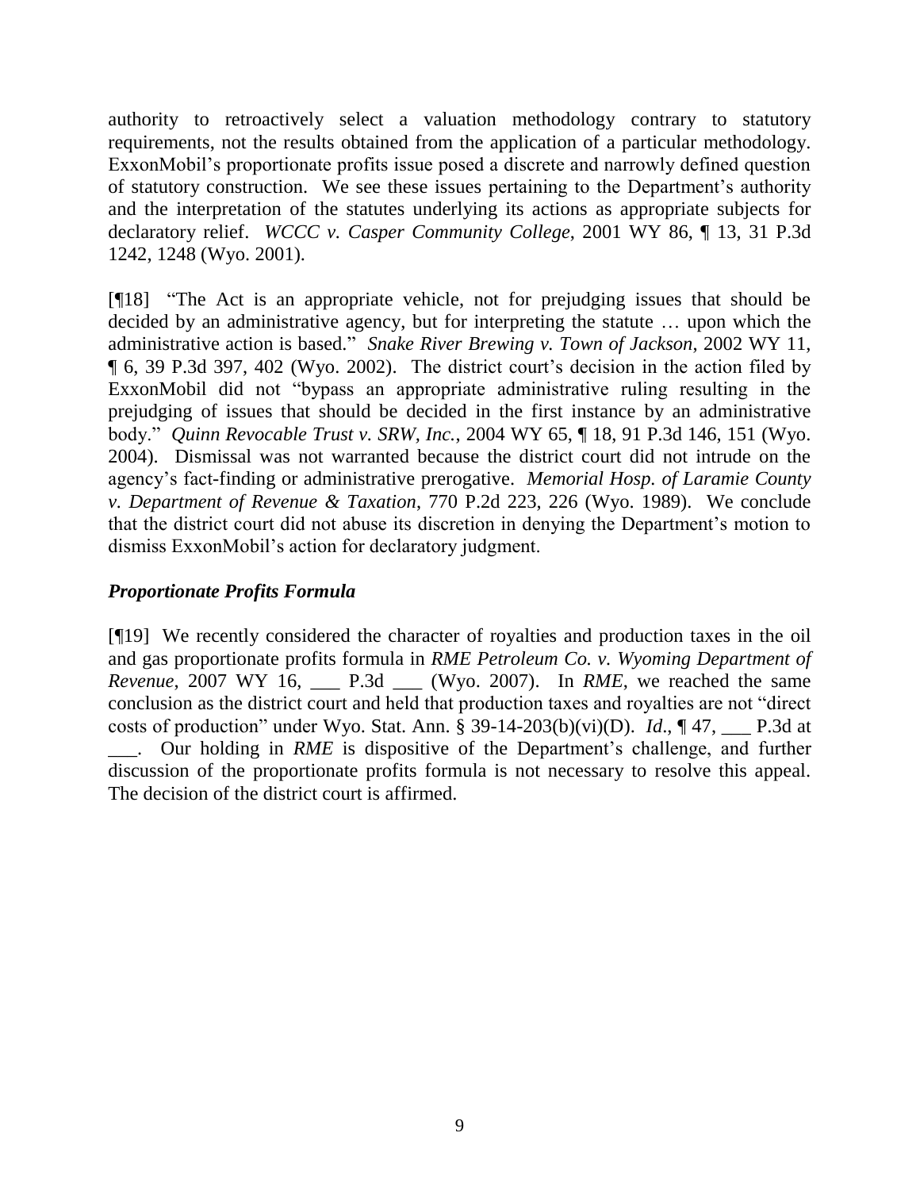authority to retroactively select a valuation methodology contrary to statutory requirements, not the results obtained from the application of a particular methodology. ExxonMobil's proportionate profits issue posed a discrete and narrowly defined question of statutory construction. We see these issues pertaining to the Department's authority and the interpretation of the statutes underlying its actions as appropriate subjects for declaratory relief. *WCCC v. Casper Community College*, 2001 WY 86, ¶ 13, 31 P.3d 1242, 1248 (Wyo. 2001).

[¶18] "The Act is an appropriate vehicle, not for prejudging issues that should be decided by an administrative agency, but for interpreting the statute … upon which the administrative action is based." *Snake River Brewing v. Town of Jackson*, 2002 WY 11, ¶ 6, 39 P.3d 397, 402 (Wyo. 2002). The district court's decision in the action filed by ExxonMobil did not "bypass an appropriate administrative ruling resulting in the prejudging of issues that should be decided in the first instance by an administrative body." *Quinn Revocable Trust v. SRW, Inc.*, 2004 WY 65, ¶ 18, 91 P.3d 146, 151 (Wyo. 2004). Dismissal was not warranted because the district court did not intrude on the agency's fact-finding or administrative prerogative. *Memorial Hosp. of Laramie County v. Department of Revenue & Taxation*, 770 P.2d 223, 226 (Wyo. 1989). We conclude that the district court did not abuse its discretion in denying the Department's motion to dismiss ExxonMobil's action for declaratory judgment.

### *Proportionate Profits Formula*

[¶19] We recently considered the character of royalties and production taxes in the oil and gas proportionate profits formula in *RME Petroleum Co. v. Wyoming Department of Revenue*, 2007 WY 16, ___ P.3d ___ (Wyo. 2007). In *RME*, we reached the same conclusion as the district court and held that production taxes and royalties are not "direct costs of production" under Wyo. Stat. Ann. § 39-14-203(b)(vi)(D). *Id*., ¶ 47, ___ P.3d at ___. Our holding in *RME* is dispositive of the Department's challenge, and further discussion of the proportionate profits formula is not necessary to resolve this appeal. The decision of the district court is affirmed.